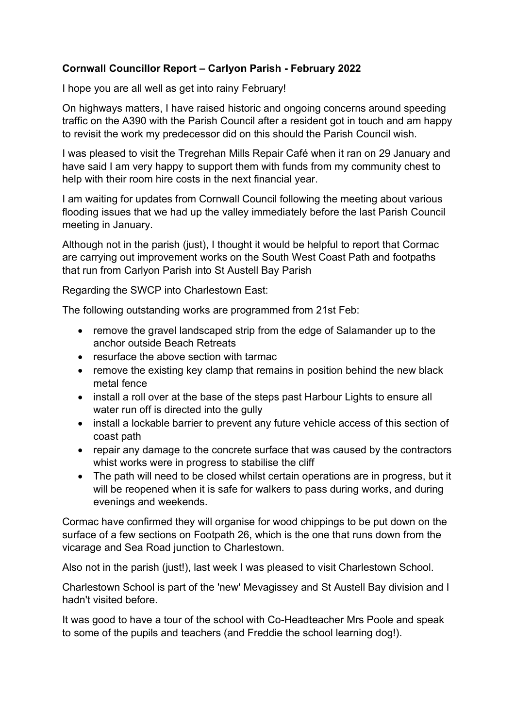**Cornwall Councillor Report – Carlyon Parish - February 2022**

I hope you are all well as get into rainy February!

On highways matters, I have raised historic and ongoing concerns around speeding traffic on the A390 with the Parish Council after a resident got in touch and am happy to revisit the work my predecessor did on this should the Parish Council wish.

I was pleased to visit the Tregrehan Mills Repair Café when it ran on 29 January and have said I am very happy to support them with funds from my community chest to help with their room hire costs in the next financial year.

I am waiting for updates from Cornwall Council following the meeting about various flooding issues that we had up the valley immediately before the last Parish Council meeting in January.

Although not in the parish (just), I thought it would be helpful to report that Cormac are carrying out improvement works on the South West Coast Path and footpaths that run from Carlyon Parish into St Austell Bay Parish

Regarding the SWCP into Charlestown East:

The following outstanding works are programmed from 21st Feb:

- remove the gravel landscaped strip from the edge of Salamander up to the anchor outside Beach Retreats
- resurface the above section with tarmac
- remove the existing key clamp that remains in position behind the new black metal fence
- install a roll over at the base of the steps past Harbour Lights to ensure all water run off is directed into the gully
- install a lockable barrier to prevent any future vehicle access of this section of coast path
- repair any damage to the concrete surface that was caused by the contractors whist works were in progress to stabilise the cliff
- The path will need to be closed whilst certain operations are in progress, but it will be reopened when it is safe for walkers to pass during works, and during evenings and weekends.

Cormac have confirmed they will organise for wood chippings to be put down on the surface of a few sections on Footpath 26, which is the one that runs down from the vicarage and Sea Road junction to Charlestown.

Also not in the parish (just!), last week I was pleased to visit Charlestown School.

Charlestown School is part of the 'new' Mevagissey and St Austell Bay division and I hadn't visited before.

It was good to have a tour of the school with Co-Headteacher Mrs Poole and speak to some of the pupils and teachers (and Freddie the school learning dog!).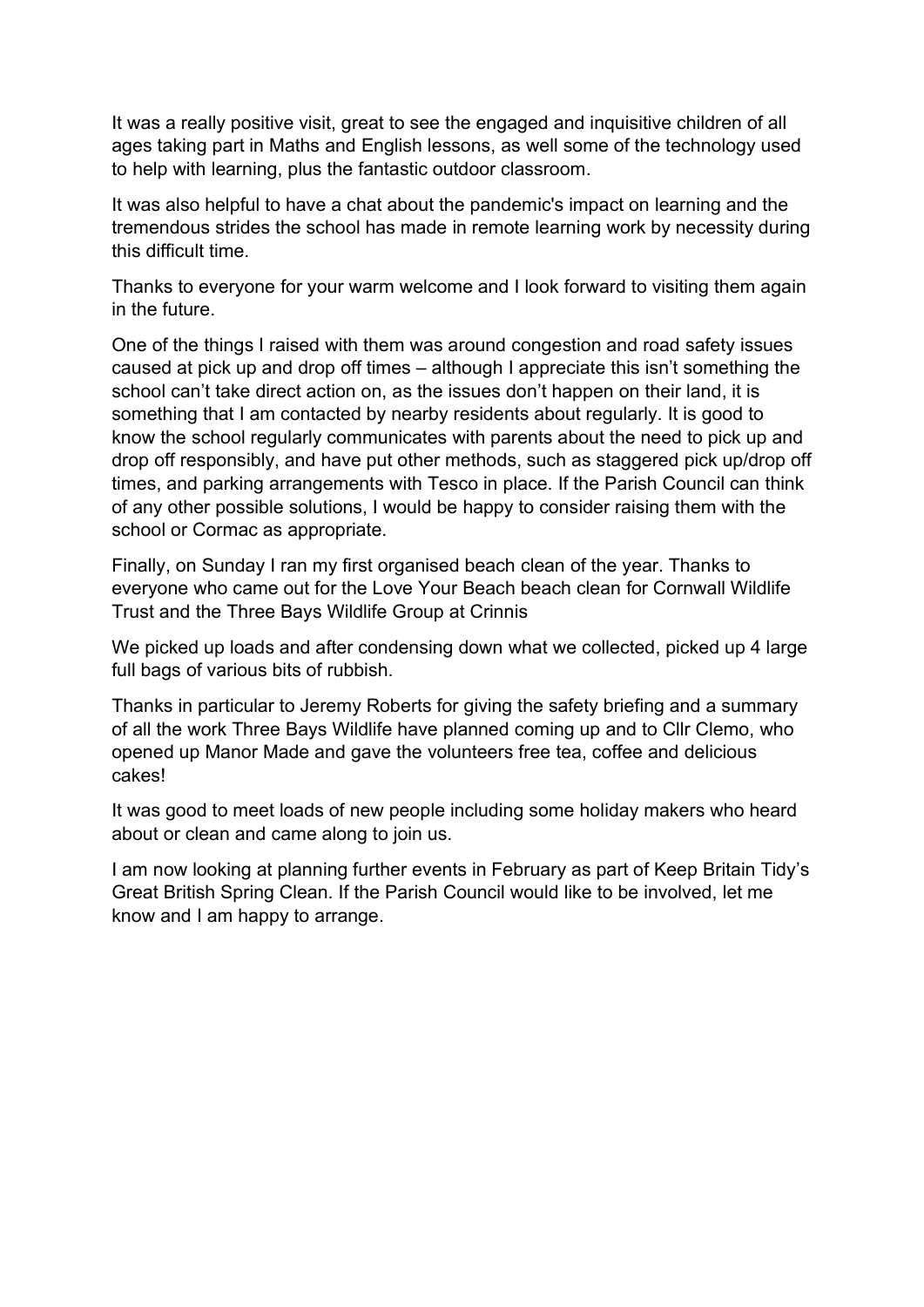It was a really positive visit, great to see the engaged and inquisitive children of all ages taking part in Maths and English lessons, as well some of the technology used to help with learning, plus the fantastic outdoor classroom.

It was also helpful to have a chat about the pandemic's impact on learning and the tremendous strides the school has made in remote learning work by necessity during this difficult time.

Thanks to everyone for your warm welcome and I look forward to visiting them again in the future.

One of the things I raised with them was around congestion and road safety issues caused at pick up and drop off times – although I appreciate this isn't something the school can't take direct action on, as the issues don't happen on their land, it is something that I am contacted by nearby residents about regularly. It is good to know the school regularly communicates with parents about the need to pick up and drop off responsibly, and have put other methods, such as staggered pick up/drop off times, and parking arrangements with Tesco in place. If the Parish Council can think of any other possible solutions, I would be happy to consider raising them with the school or Cormac as appropriate.

Finally, on Sunday I ran my first organised beach clean of the year. Thanks to everyone who came out for the Love Your Beach beach clean for Cornwall Wildlife Trust and the Three Bays Wildlife Group at Crinnis

We picked up loads and after condensing down what we collected, picked up 4 large full bags of various bits of rubbish.

Thanks in particular to Jeremy Roberts for giving the safety briefing and a summary of all the work Three Bays Wildlife have planned coming up and to Cllr Clemo, who opened up Manor Made and gave the volunteers free tea, coffee and delicious cakes!

It was good to meet loads of new people including some holiday makers who heard about or clean and came along to join us.

I am now looking at planning further events in February as part of Keep Britain Tidy's Great British Spring Clean. If the Parish Council would like to be involved, let me know and I am happy to arrange.